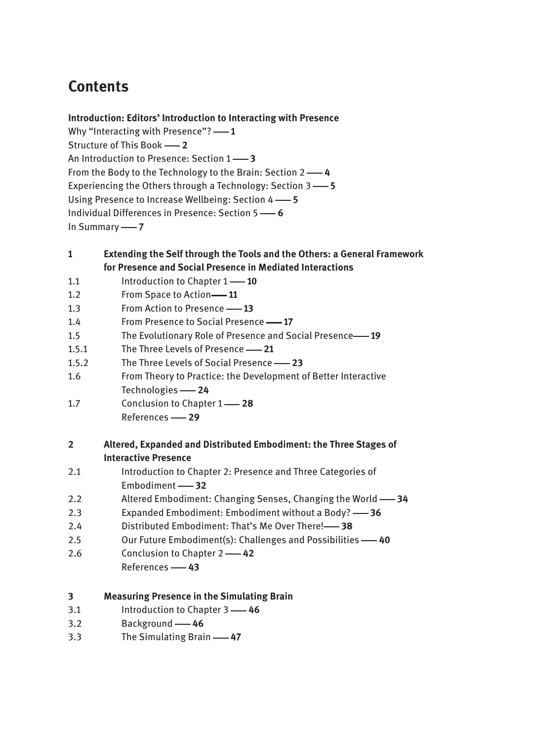# Contents

**Introduction: Editors' Introduction to Interacting with Presence**
Why "Interacting with Presence"? —— **1**
Structure of This Book —— **2**
An Introduction to Presence: Section 1 —— **3**
From the Body to the Technology to the Brain: Section 2 —— **4**
Experiencing the Others through a Technology: Section 3 —— **5**
Using Presence to Increase Wellbeing: Section 4 —— **5**
Individual Differences in Presence: Section 5 —— **6**
In Summary —— **7**

**1 Extending the Self through the Tools and the Others: a General Framework for Presence and Social Presence in Mediated Interactions**
1.1 Introduction to Chapter 1 —— **10**
1.2 From Space to Action —— **11**
1.3 From Action to Presence —— **13**
1.4 From Presence to Social Presence —— **17**
1.5 The Evolutionary Role of Presence and Social Presence —— **19**
1.5.1 The Three Levels of Presence —— **21**
1.5.2 The Three Levels of Social Presence —— **23**
1.6 From Theory to Practice: the Development of Better Interactive Technologies —— **24**
1.7 Conclusion to Chapter 1 —— **28**
References —— **29**

**2 Altered, Expanded and Distributed Embodiment: the Three Stages of Interactive Presence**
2.1 Introduction to Chapter 2: Presence and Three Categories of Embodiment —— **32**
2.2 Altered Embodiment: Changing Senses, Changing the World —— **34**
2.3 Expanded Embodiment: Embodiment without a Body? —— **36**
2.4 Distributed Embodiment: That's Me Over There! —— **38**
2.5 Our Future Embodiment(s): Challenges and Possibilities —— **40**
2.6 Conclusion to Chapter 2 —— **42**
References —— **43**

**3 Measuring Presence in the Simulating Brain**
3.1 Introduction to Chapter 3 —— **46**
3.2 Background —— **46**
3.3 The Simulating Brain —— **47**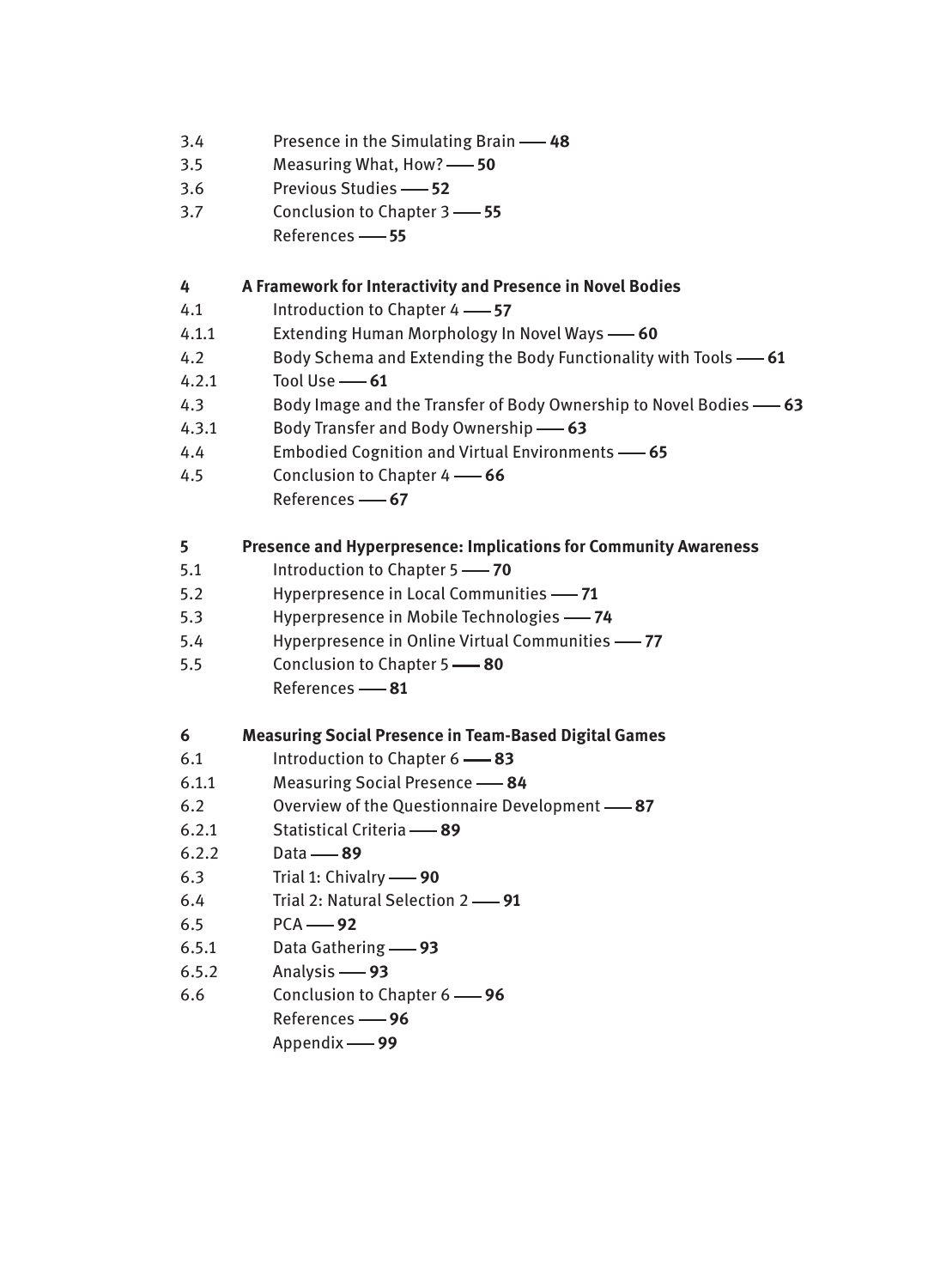3.4 Presence in the Simulating Brain —— **48**
3.5 Measuring What, How? —— **50**
3.6 Previous Studies —— **52**
3.7 Conclusion to Chapter 3 —— **55**
References —— **55**

**4 A Framework for Interactivity and Presence in Novel Bodies**
4.1 Introduction to Chapter 4 —— **57**
4.1.1 Extending Human Morphology In Novel Ways —— **60**
4.2 Body Schema and Extending the Body Functionality with Tools —— **61**
4.2.1 Tool Use —— **61**
4.3 Body Image and the Transfer of Body Ownership to Novel Bodies —— **63**
4.3.1 Body Transfer and Body Ownership —— **63**
4.4 Embodied Cognition and Virtual Environments —— **65**
4.5 Conclusion to Chapter 4 —— **66**
References —— **67**

**5 Presence and Hyperpresence: Implications for Community Awareness**
5.1 Introduction to Chapter 5 —— **70**
5.2 Hyperpresence in Local Communities —— **71**
5.3 Hyperpresence in Mobile Technologies —— **74**
5.4 Hyperpresence in Online Virtual Communities —— **77**
5.5 Conclusion to Chapter 5 —— **80**
References —— **81**

**6 Measuring Social Presence in Team-Based Digital Games**
6.1 Introduction to Chapter 6 —— **83**
6.1.1 Measuring Social Presence —— **84**
6.2 Overview of the Questionnaire Development —— **87**
6.2.1 Statistical Criteria —— **89**
6.2.2 Data —— **89**
6.3 Trial 1: Chivalry —— **90**
6.4 Trial 2: Natural Selection 2 —— **91**
6.5 PCA —— **92**
6.5.1 Data Gathering —— **93**
6.5.2 Analysis —— **93**
6.6 Conclusion to Chapter 6 —— **96**
References —— **96**
Appendix —— **99**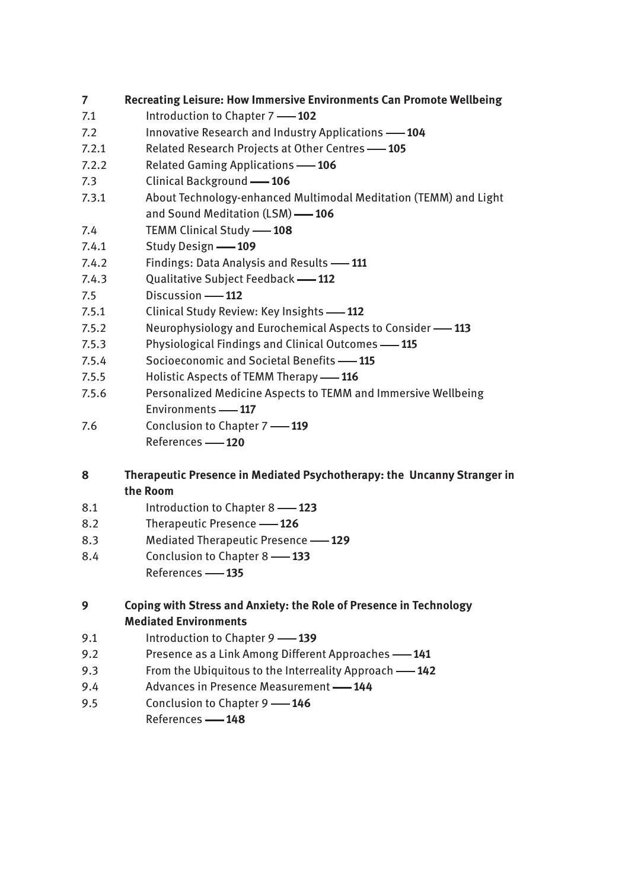**7 Recreating Leisure: How Immersive Environments Can Promote Wellbeing**

7.1 Introduction to Chapter 7 —— **102**
7.2 Innovative Research and Industry Applications —— **104**
7.2.1 Related Research Projects at Other Centres —— **105**
7.2.2 Related Gaming Applications —— **106**
7.3 Clinical Background —— **106**
7.3.1 About Technology-enhanced Multimodal Meditation (TEMM) and Light and Sound Meditation (LSM) —— **106**
7.4 TEMM Clinical Study —— **108**
7.4.1 Study Design —— **109**
7.4.2 Findings: Data Analysis and Results —— **111**
7.4.3 Qualitative Subject Feedback —— **112**
7.5 Discussion —— **112**
7.5.1 Clinical Study Review: Key Insights —— **112**
7.5.2 Neurophysiology and Eurochemical Aspects to Consider —— **113**
7.5.3 Physiological Findings and Clinical Outcomes —— **115**
7.5.4 Socioeconomic and Societal Benefits —— **115**
7.5.5 Holistic Aspects of TEMM Therapy —— **116**
7.5.6 Personalized Medicine Aspects to TEMM and Immersive Wellbeing Environments —— **117**
7.6 Conclusion to Chapter 7 —— **119**
References —— **120**

**8 Therapeutic Presence in Mediated Psychotherapy: the Uncanny Stranger in the Room**

8.1 Introduction to Chapter 8 —— **123**
8.2 Therapeutic Presence —— **126**
8.3 Mediated Therapeutic Presence —— **129**
8.4 Conclusion to Chapter 8 —— **133**
References —— **135**

**9 Coping with Stress and Anxiety: the Role of Presence in Technology Mediated Environments**

9.1 Introduction to Chapter 9 —— **139**
9.2 Presence as a Link Among Different Approaches —— **141**
9.3 From the Ubiquitous to the Interreality Approach —— **142**
9.4 Advances in Presence Measurement —— **144**
9.5 Conclusion to Chapter 9 —— **146**
References —— **148**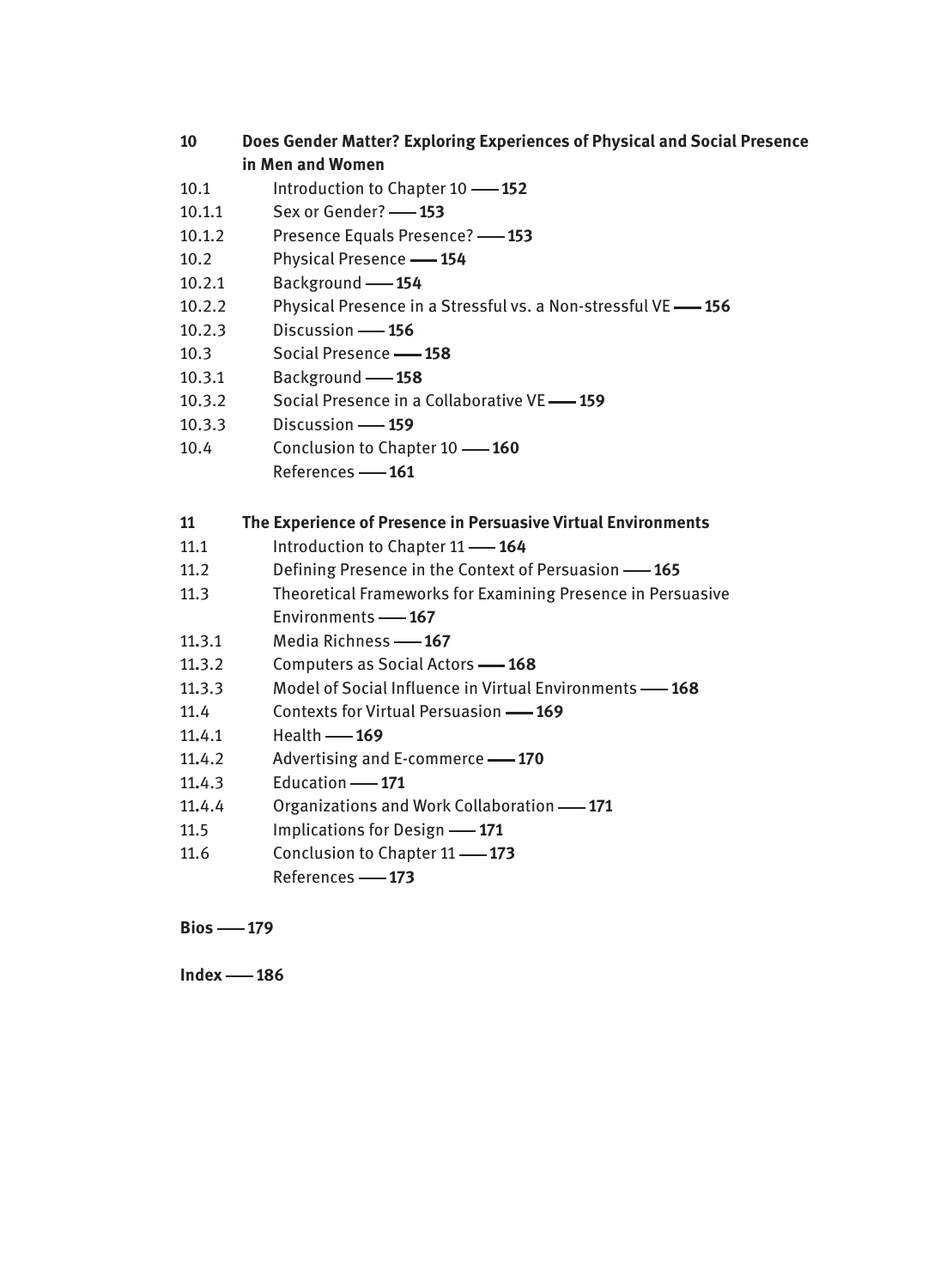**10 Does Gender Matter? Exploring Experiences of Physical and Social Presence in Men and Women**

10.1 Introduction to Chapter 10 — **152**
10.1.1 Sex or Gender? — **153**
10.1.2 Presence Equals Presence? — **153**
10.2 Physical Presence — **154**
10.2.1 Background — **154**
10.2.2 Physical Presence in a Stressful vs. a Non-stressful VE — **156**
10.2.3 Discussion — **156**
10.3 Social Presence — **158**
10.3.1 Background — **158**
10.3.2 Social Presence in a Collaborative VE — **159**
10.3.3 Discussion — **159**
10.4 Conclusion to Chapter 10 — **160**
References — **161**

**11 The Experience of Presence in Persuasive Virtual Environments**

11.1 Introduction to Chapter 11 — **164**
11.2 Defining Presence in the Context of Persuasion — **165**
11.3 Theoretical Frameworks for Examining Presence in Persuasive Environments — **167**
11.3.1 Media Richness — **167**
11.3.2 Computers as Social Actors — **168**
11.3.3 Model of Social Influence in Virtual Environments — **168**
11.4 Contexts for Virtual Persuasion — **169**
11.4.1 Health — **169**
11.4.2 Advertising and E-commerce — **170**
11.4.3 Education — **171**
11.4.4 Organizations and Work Collaboration — **171**
11.5 Implications for Design — **171**
11.6 Conclusion to Chapter 11 — **173**
References — **173**

**Bios — 179**

**Index — 186**